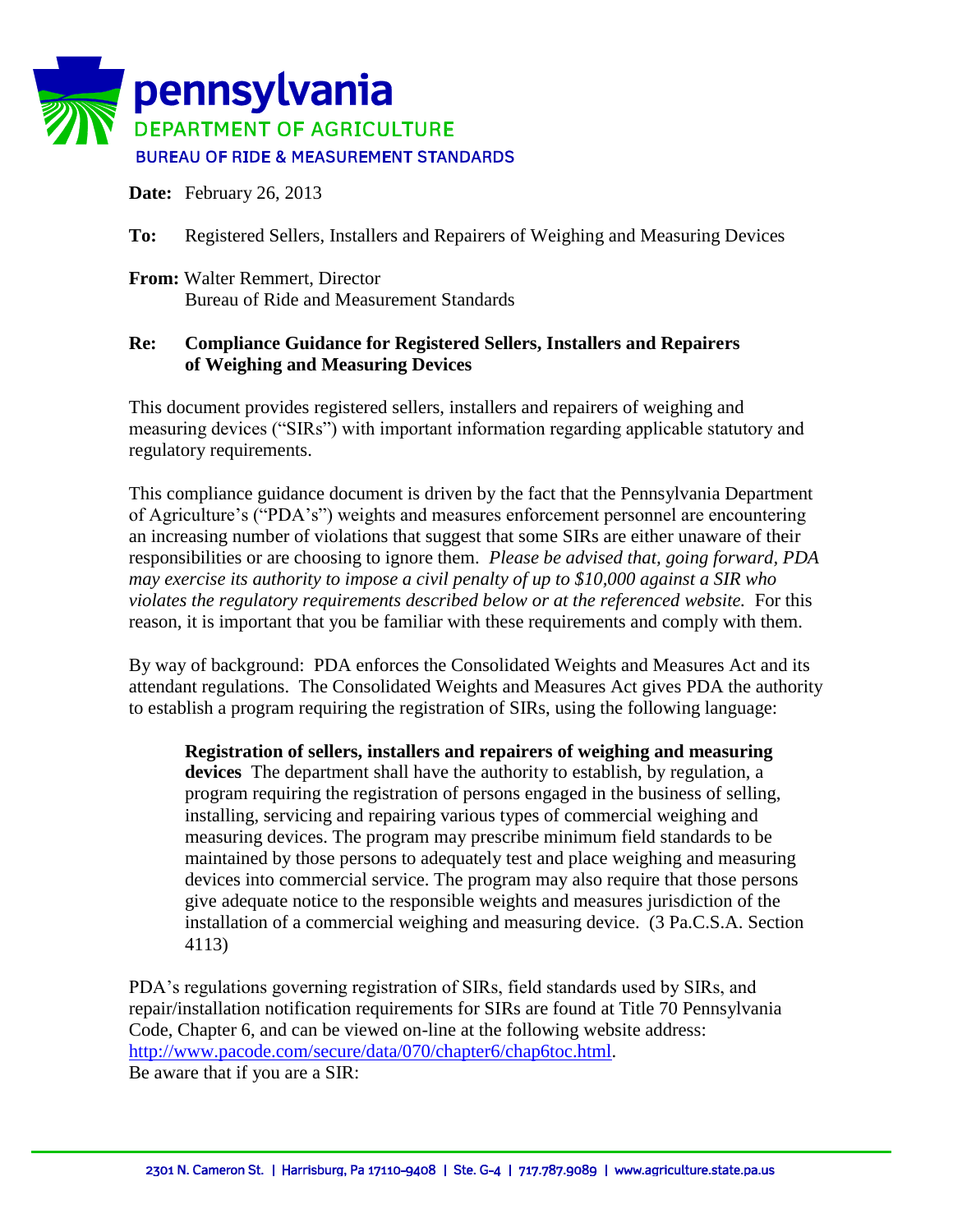**pennsylvania**
**DEPARTMENT OF AGRICULTURE**
**BUREAU OF RIDE & MEASUREMENT STANDARDS**

**Date:** February 26, 2013

**To:** Registered Sellers, Installers and Repairers of Weighing and Measuring Devices

**From:** Walter Remmert, Director
Bureau of Ride and Measurement Standards

**Re: Compliance Guidance for Registered Sellers, Installers and Repairers of Weighing and Measuring Devices**

This document provides registered sellers, installers and repairers of weighing and measuring devices ("SIRs") with important information regarding applicable statutory and regulatory requirements.

This compliance guidance document is driven by the fact that the Pennsylvania Department of Agriculture's ("PDA's") weights and measures enforcement personnel are encountering an increasing number of violations that suggest that some SIRs are either unaware of their responsibilities or are choosing to ignore them. *Please be advised that, going forward, PDA may exercise its authority to impose a civil penalty of up to $10,000 against a SIR who violates the regulatory requirements described below or at the referenced website.* For this reason, it is important that you be familiar with these requirements and comply with them.

By way of background: PDA enforces the Consolidated Weights and Measures Act and its attendant regulations. The Consolidated Weights and Measures Act gives PDA the authority to establish a program requiring the registration of SIRs, using the following language:

> **Registration of sellers, installers and repairers of weighing and measuring devices** The department shall have the authority to establish, by regulation, a program requiring the registration of persons engaged in the business of selling, installing, servicing and repairing various types of commercial weighing and measuring devices. The program may prescribe minimum field standards to be maintained by those persons to adequately test and place weighing and measuring devices into commercial service. The program may also require that those persons give adequate notice to the responsible weights and measures jurisdiction of the installation of a commercial weighing and measuring device. (3 Pa.C.S.A. Section 4113)

PDA's regulations governing registration of SIRs, field standards used by SIRs, and repair/installation notification requirements for SIRs are found at Title 70 Pennsylvania Code, Chapter 6, and can be viewed on-line at the following website address: [http://www.pacode.com/secure/data/070/chapter6/chap6toc.html](http://www.pacode.com/secure/data/070/chapter6/chap6toc.html).
Be aware that if you are a SIR: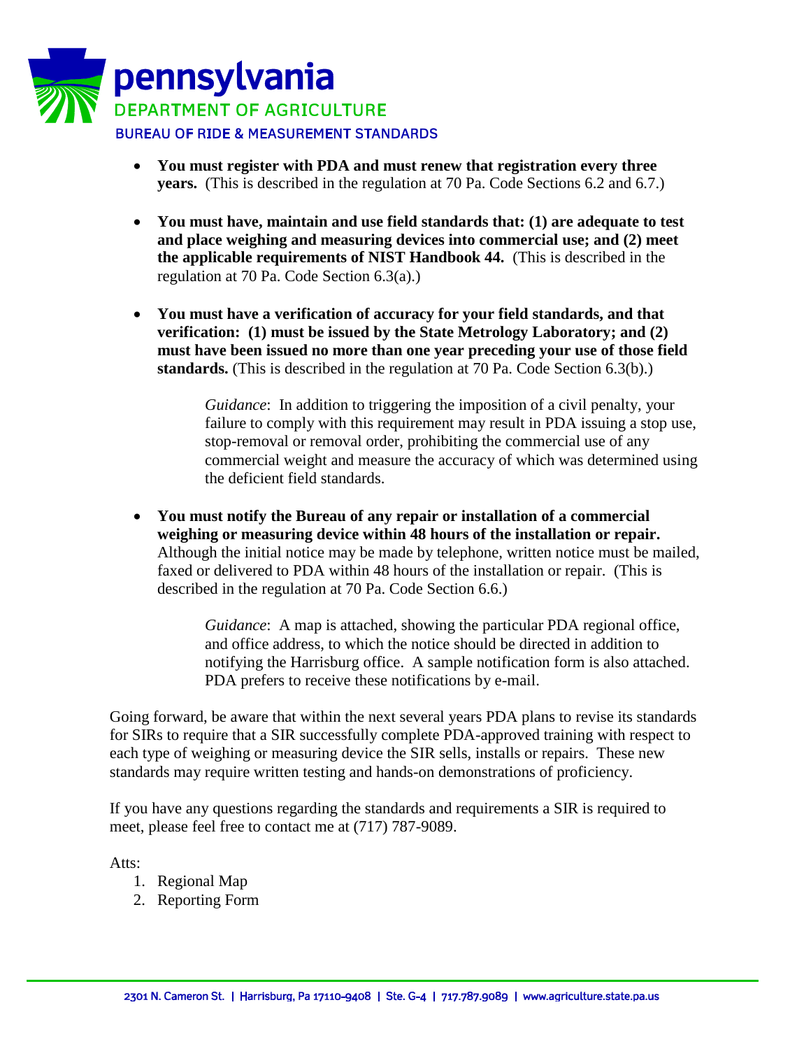- **You must register with PDA and must renew that registration every three years.** (This is described in the regulation at 70 Pa. Code Sections 6.2 and 6.7.)

- **You must have, maintain and use field standards that: (1) are adequate to test and place weighing and measuring devices into commercial use; and (2) meet the applicable requirements of NIST Handbook 44.** (This is described in the regulation at 70 Pa. Code Section 6.3(a).)

- **You must have a verification of accuracy for your field standards, and that verification: (1) must be issued by the State Metrology Laboratory; and (2) must have been issued no more than one year preceding your use of those field standards.** (This is described in the regulation at 70 Pa. Code Section 6.3(b).)

  > *Guidance*: In addition to triggering the imposition of a civil penalty, your failure to comply with this requirement may result in PDA issuing a stop use, stop-removal or removal order, prohibiting the commercial use of any commercial weight and measure the accuracy of which was determined using the deficient field standards.

- **You must notify the Bureau of any repair or installation of a commercial weighing or measuring device within 48 hours of the installation or repair.** Although the initial notice may be made by telephone, written notice must be mailed, faxed or delivered to PDA within 48 hours of the installation or repair. (This is described in the regulation at 70 Pa. Code Section 6.6.)

  > *Guidance*: A map is attached, showing the particular PDA regional office, and office address, to which the notice should be directed in addition to notifying the Harrisburg office. A sample notification form is also attached. PDA prefers to receive these notifications by e-mail.

Going forward, be aware that within the next several years PDA plans to revise its standards for SIRs to require that a SIR successfully complete PDA-approved training with respect to each type of weighing or measuring device the SIR sells, installs or repairs. These new standards may require written testing and hands-on demonstrations of proficiency.

If you have any questions regarding the standards and requirements a SIR is required to meet, please feel free to contact me at (717) 787-9089.

Atts:

1. Regional Map
2. Reporting Form